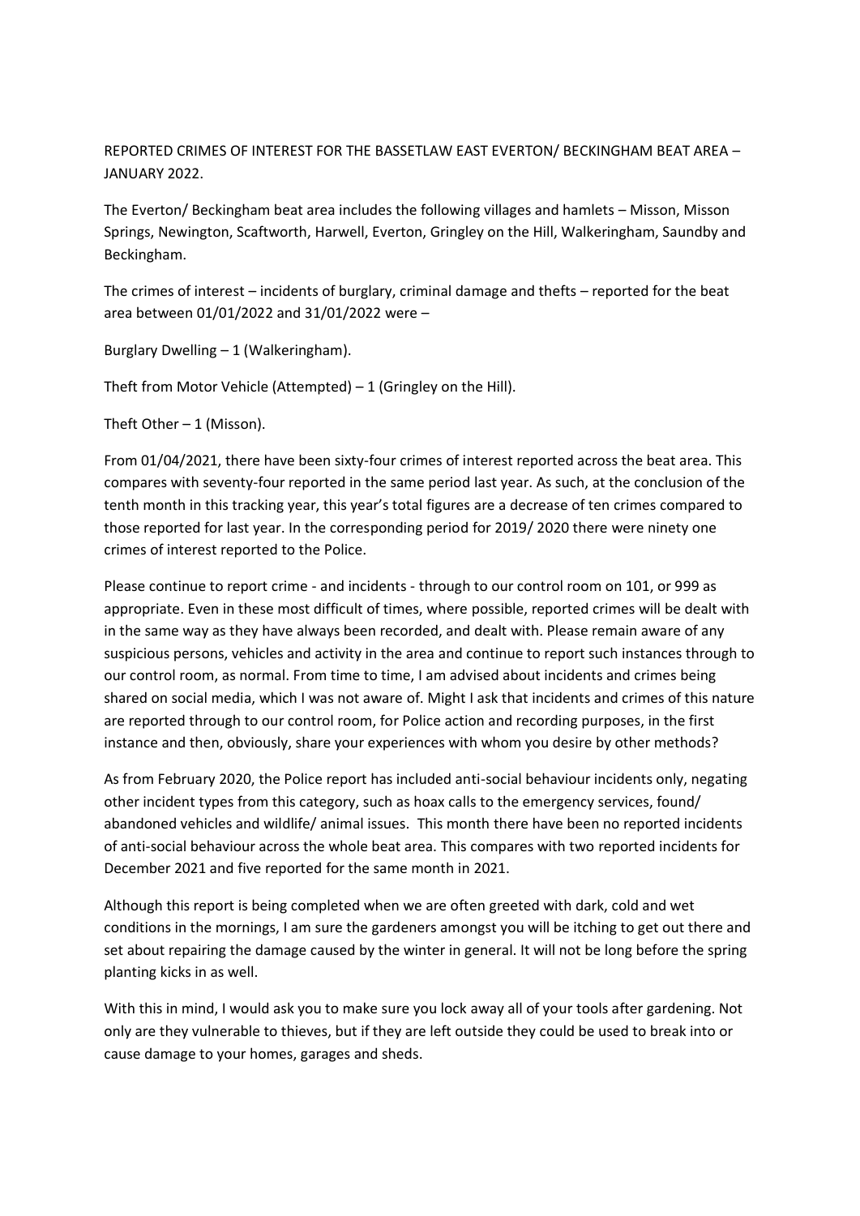REPORTED CRIMES OF INTEREST FOR THE BASSETLAW EAST EVERTON/ BECKINGHAM BEAT AREA – JANUARY 2022.

The Everton/ Beckingham beat area includes the following villages and hamlets – Misson, Misson Springs, Newington, Scaftworth, Harwell, Everton, Gringley on the Hill, Walkeringham, Saundby and Beckingham.

The crimes of interest – incidents of burglary, criminal damage and thefts – reported for the beat area between 01/01/2022 and 31/01/2022 were –

Burglary Dwelling – 1 (Walkeringham).

Theft from Motor Vehicle (Attempted) – 1 (Gringley on the Hill).

Theft Other – 1 (Misson).

From 01/04/2021, there have been sixty-four crimes of interest reported across the beat area. This compares with seventy-four reported in the same period last year. As such, at the conclusion of the tenth month in this tracking year, this year's total figures are a decrease of ten crimes compared to those reported for last year. In the corresponding period for 2019/ 2020 there were ninety one crimes of interest reported to the Police.

Please continue to report crime - and incidents - through to our control room on 101, or 999 as appropriate. Even in these most difficult of times, where possible, reported crimes will be dealt with in the same way as they have always been recorded, and dealt with. Please remain aware of any suspicious persons, vehicles and activity in the area and continue to report such instances through to our control room, as normal. From time to time, I am advised about incidents and crimes being shared on social media, which I was not aware of. Might I ask that incidents and crimes of this nature are reported through to our control room, for Police action and recording purposes, in the first instance and then, obviously, share your experiences with whom you desire by other methods?

As from February 2020, the Police report has included anti-social behaviour incidents only, negating other incident types from this category, such as hoax calls to the emergency services, found/ abandoned vehicles and wildlife/ animal issues. This month there have been no reported incidents of anti-social behaviour across the whole beat area. This compares with two reported incidents for December 2021 and five reported for the same month in 2021.

Although this report is being completed when we are often greeted with dark, cold and wet conditions in the mornings, I am sure the gardeners amongst you will be itching to get out there and set about repairing the damage caused by the winter in general. It will not be long before the spring planting kicks in as well.

With this in mind, I would ask you to make sure you lock away all of your tools after gardening. Not only are they vulnerable to thieves, but if they are left outside they could be used to break into or cause damage to your homes, garages and sheds.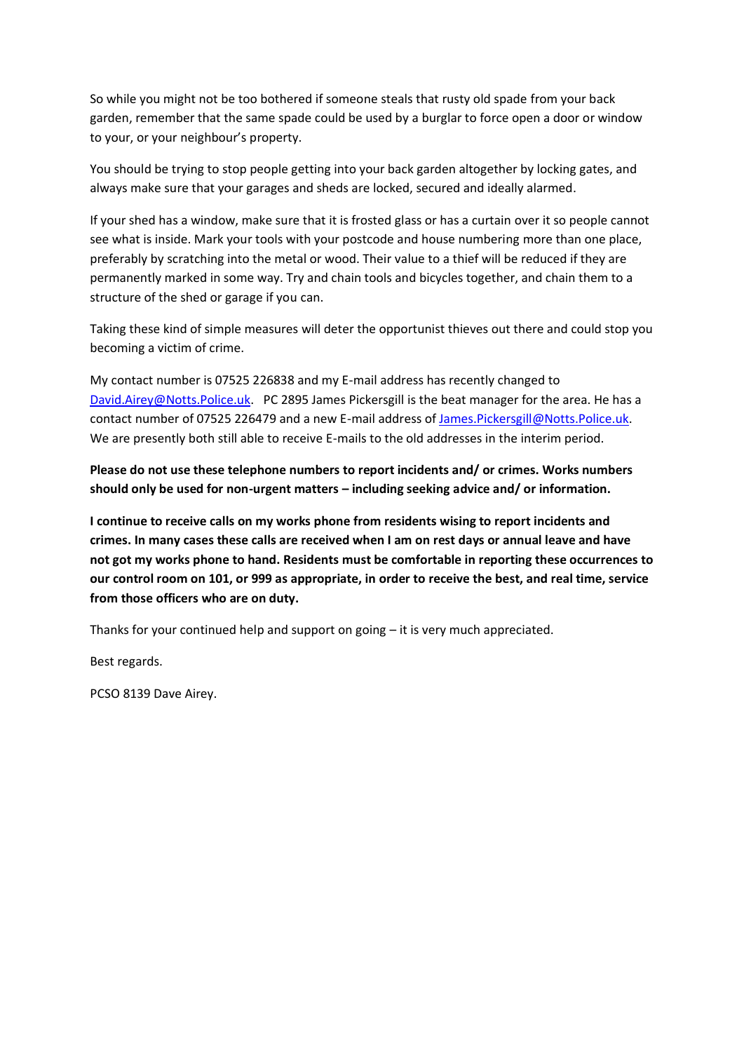So while you might not be too bothered if someone steals that rusty old spade from your back garden, remember that the same spade could be used by a burglar to force open a door or window to your, or your neighbour's property.

You should be trying to stop people getting into your back garden altogether by locking gates, and always make sure that your garages and sheds are locked, secured and ideally alarmed.

If your shed has a window, make sure that it is frosted glass or has a curtain over it so people cannot see what is inside. Mark your tools with your postcode and house numbering more than one place, preferably by scratching into the metal or wood. Their value to a thief will be reduced if they are permanently marked in some way. Try and chain tools and bicycles together, and chain them to a structure of the shed or garage if you can.

Taking these kind of simple measures will deter the opportunist thieves out there and could stop you becoming a victim of crime.

My contact number is 07525 226838 and my E-mail address has recently changed to David.Airey@Notts.Police.uk. PC 2895 James Pickersgill is the beat manager for the area. He has a contact number of 07525 226479 and a new E-mail address of James.Pickersgill@Notts.Police.uk. We are presently both still able to receive E-mails to the old addresses in the interim period.

**Please do not use these telephone numbers to report incidents and/ or crimes. Works numbers should only be used for non-urgent matters – including seeking advice and/ or information.**

**I continue to receive calls on my works phone from residents wising to report incidents and crimes. In many cases these calls are received when I am on rest days or annual leave and have not got my works phone to hand. Residents must be comfortable in reporting these occurrences to our control room on 101, or 999 as appropriate, in order to receive the best, and real time, service from those officers who are on duty.**

Thanks for your continued help and support on going – it is very much appreciated.

Best regards.

PCSO 8139 Dave Airey.